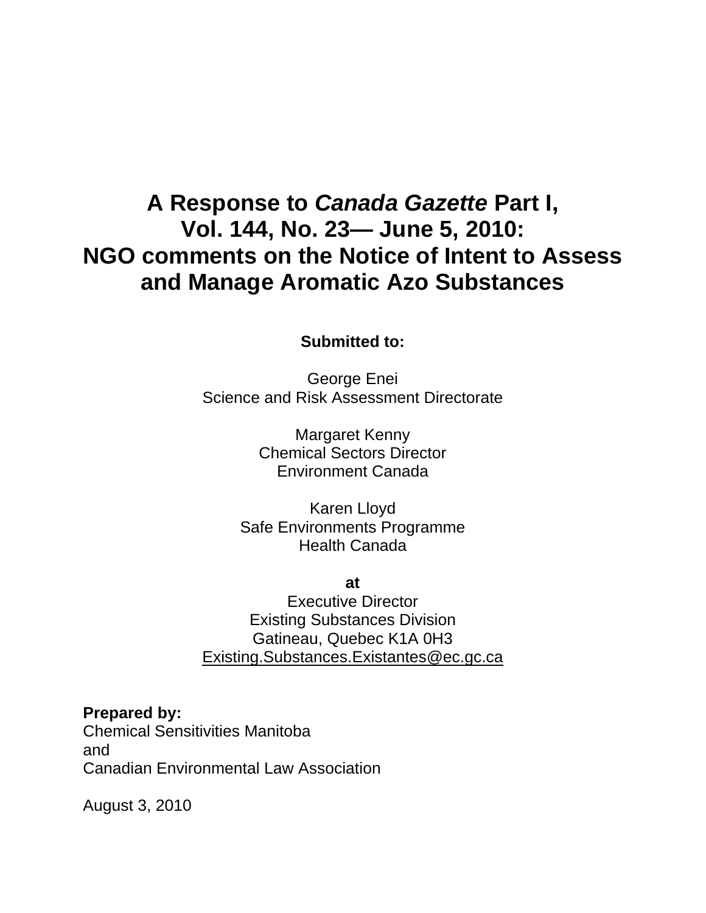# A Response to *Canada Gazette* Part I, Vol. 144, No. 23— June 5, 2010: NGO comments on the Notice of Intent to Assess and Manage Aromatic Azo Substances

**Submitted to:**

George Enei
Science and Risk Assessment Directorate

Margaret Kenny
Chemical Sectors Director
Environment Canada

Karen Lloyd
Safe Environments Programme
Health Canada

**at**
Executive Director
Existing Substances Division
Gatineau, Quebec K1A 0H3
Existing.Substances.Existantes@ec.gc.ca

**Prepared by:**
Chemical Sensitivities Manitoba
and
Canadian Environmental Law Association

August 3, 2010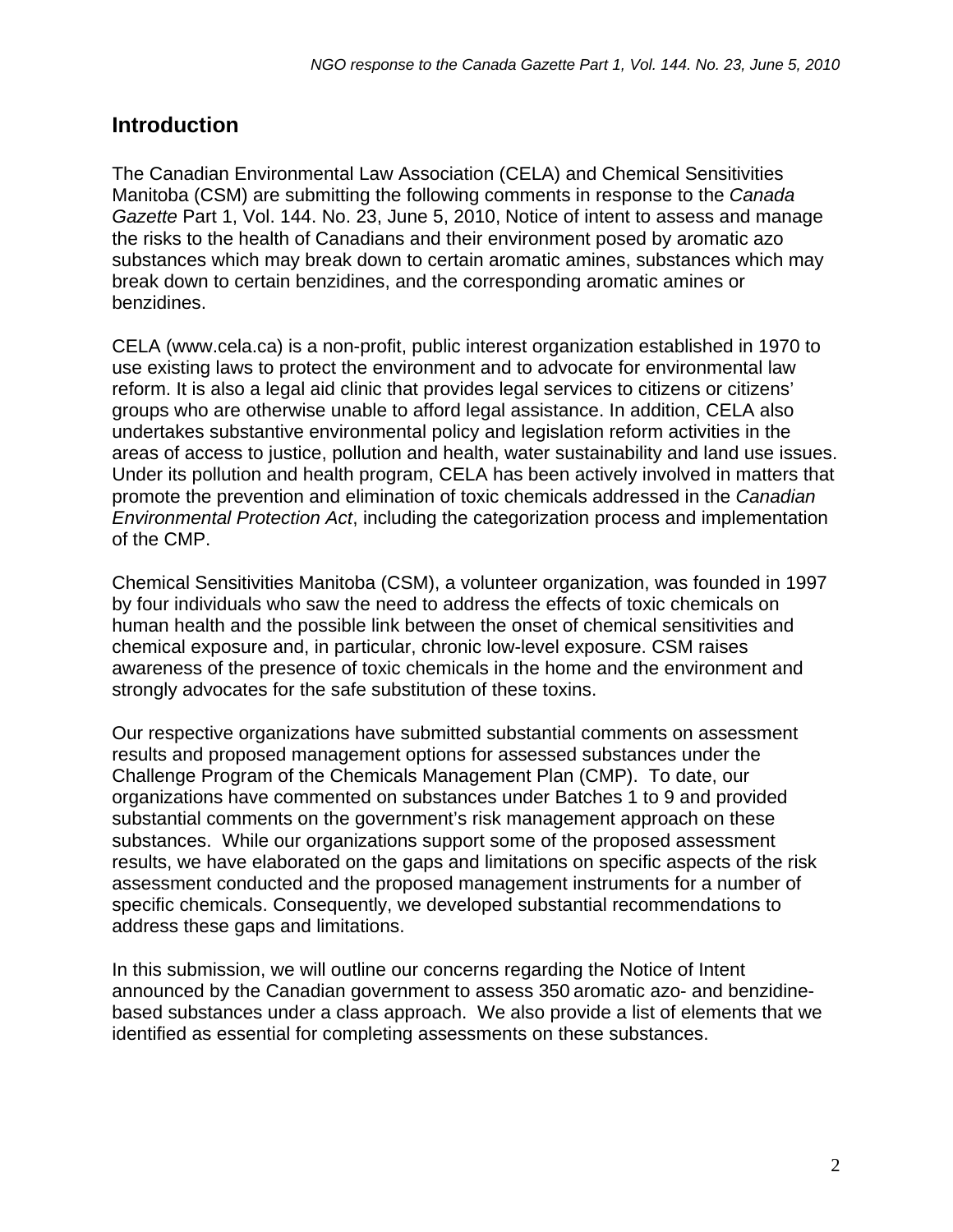## Introduction

The Canadian Environmental Law Association (CELA) and Chemical Sensitivities Manitoba (CSM) are submitting the following comments in response to the *Canada Gazette* Part 1, Vol. 144. No. 23, June 5, 2010, Notice of intent to assess and manage the risks to the health of Canadians and their environment posed by aromatic azo substances which may break down to certain aromatic amines, substances which may break down to certain benzidines, and the corresponding aromatic amines or benzidines.

CELA (www.cela.ca) is a non-profit, public interest organization established in 1970 to use existing laws to protect the environment and to advocate for environmental law reform. It is also a legal aid clinic that provides legal services to citizens or citizens' groups who are otherwise unable to afford legal assistance. In addition, CELA also undertakes substantive environmental policy and legislation reform activities in the areas of access to justice, pollution and health, water sustainability and land use issues. Under its pollution and health program, CELA has been actively involved in matters that promote the prevention and elimination of toxic chemicals addressed in the *Canadian Environmental Protection Act*, including the categorization process and implementation of the CMP.

Chemical Sensitivities Manitoba (CSM), a volunteer organization, was founded in 1997 by four individuals who saw the need to address the effects of toxic chemicals on human health and the possible link between the onset of chemical sensitivities and chemical exposure and, in particular, chronic low-level exposure. CSM raises awareness of the presence of toxic chemicals in the home and the environment and strongly advocates for the safe substitution of these toxins.

Our respective organizations have submitted substantial comments on assessment results and proposed management options for assessed substances under the Challenge Program of the Chemicals Management Plan (CMP). To date, our organizations have commented on substances under Batches 1 to 9 and provided substantial comments on the government's risk management approach on these substances. While our organizations support some of the proposed assessment results, we have elaborated on the gaps and limitations on specific aspects of the risk assessment conducted and the proposed management instruments for a number of specific chemicals. Consequently, we developed substantial recommendations to address these gaps and limitations.

In this submission, we will outline our concerns regarding the Notice of Intent announced by the Canadian government to assess 350 aromatic azo- and benzidine-based substances under a class approach. We also provide a list of elements that we identified as essential for completing assessments on these substances.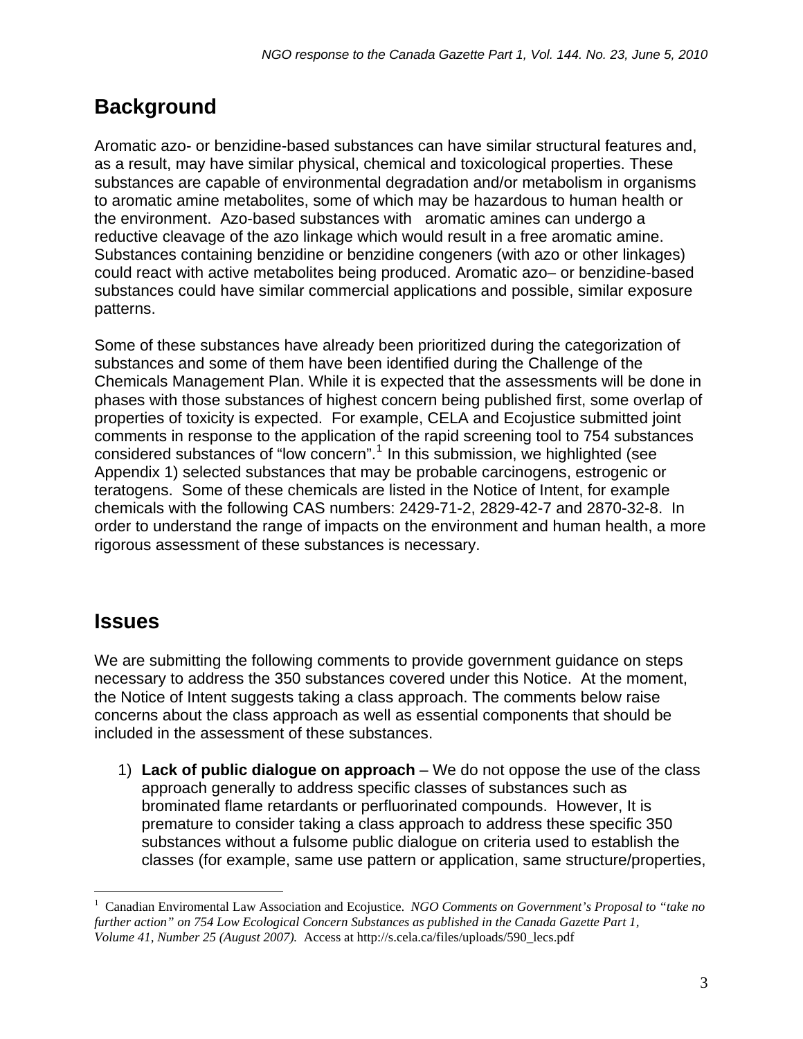## Background

Aromatic azo- or benzidine-based substances can have similar structural features and, as a result, may have similar physical, chemical and toxicological properties. These substances are capable of environmental degradation and/or metabolism in organisms to aromatic amine metabolites, some of which may be hazardous to human health or the environment. Azo-based substances with aromatic amines can undergo a reductive cleavage of the azo linkage which would result in a free aromatic amine. Substances containing benzidine or benzidine congeners (with azo or other linkages) could react with active metabolites being produced. Aromatic azo– or benzidine-based substances could have similar commercial applications and possible, similar exposure patterns.

Some of these substances have already been prioritized during the categorization of substances and some of them have been identified during the Challenge of the Chemicals Management Plan. While it is expected that the assessments will be done in phases with those substances of highest concern being published first, some overlap of properties of toxicity is expected. For example, CELA and Ecojustice submitted joint comments in response to the application of the rapid screening tool to 754 substances considered substances of "low concern".[1] In this submission, we highlighted (see Appendix 1) selected substances that may be probable carcinogens, estrogenic or teratogens. Some of these chemicals are listed in the Notice of Intent, for example chemicals with the following CAS numbers: 2429-71-2, 2829-42-7 and 2870-32-8. In order to understand the range of impacts on the environment and human health, a more rigorous assessment of these substances is necessary.

## Issues

We are submitting the following comments to provide government guidance on steps necessary to address the 350 substances covered under this Notice. At the moment, the Notice of Intent suggests taking a class approach. The comments below raise concerns about the class approach as well as essential components that should be included in the assessment of these substances.

1) **Lack of public dialogue on approach** – We do not oppose the use of the class approach generally to address specific classes of substances such as brominated flame retardants or perfluorinated compounds. However, It is premature to consider taking a class approach to address these specific 350 substances without a fulsome public dialogue on criteria used to establish the classes (for example, same use pattern or application, same structure/properties,

---

[1] Canadian Enviromental Law Association and Ecojustice. *NGO Comments on Government's Proposal to "take no further action" on 754 Low Ecological Concern Substances as published in the Canada Gazette Part 1, Volume 41, Number 25 (August 2007).* Access at http://s.cela.ca/files/uploads/590_lecs.pdf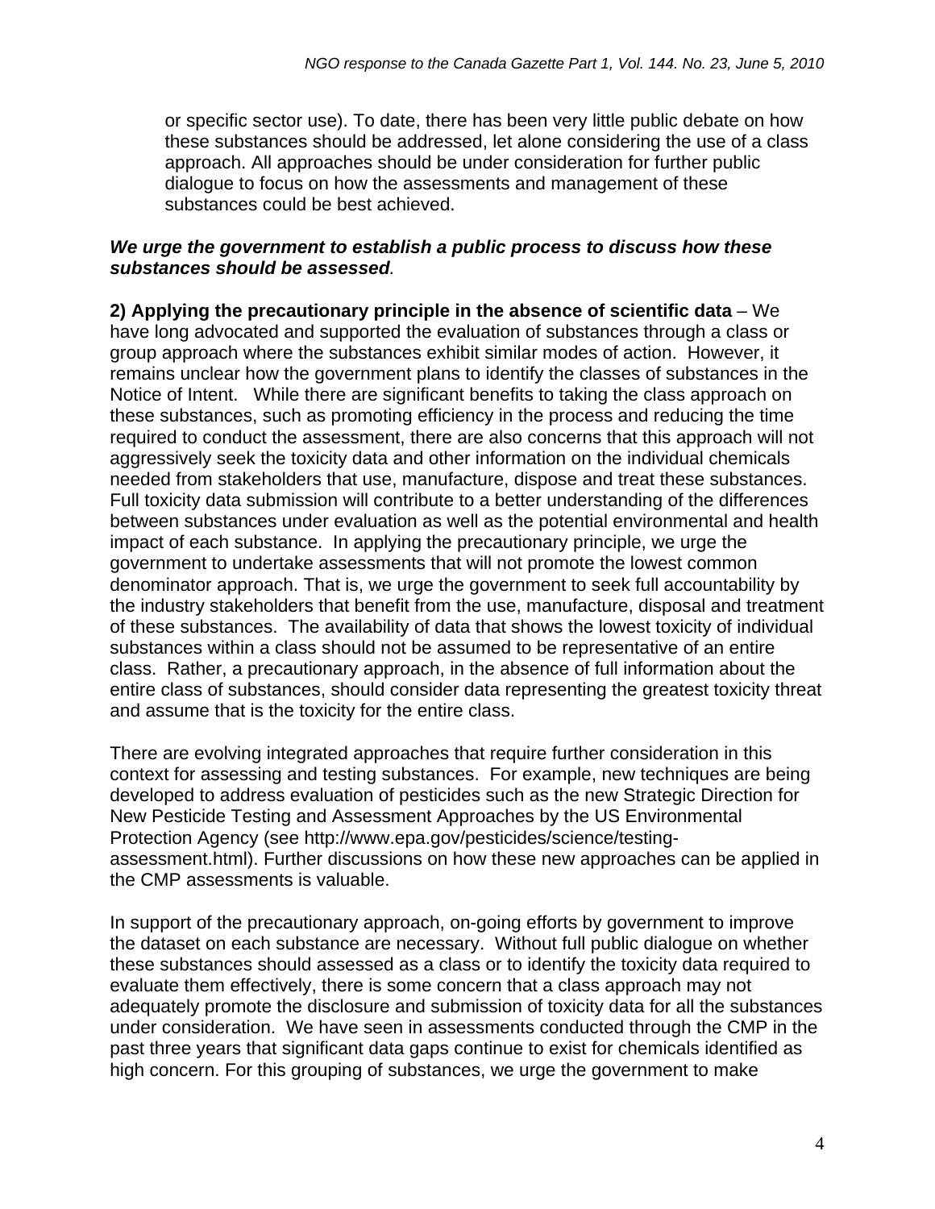or specific sector use). To date, there has been very little public debate on how these substances should be addressed, let alone considering the use of a class approach. All approaches should be under consideration for further public dialogue to focus on how the assessments and management of these substances could be best achieved.

***We urge the government to establish a public process to discuss how these substances should be assessed.***

**2) Applying the precautionary principle in the absence of scientific data** – We have long advocated and supported the evaluation of substances through a class or group approach where the substances exhibit similar modes of action. However, it remains unclear how the government plans to identify the classes of substances in the Notice of Intent. While there are significant benefits to taking the class approach on these substances, such as promoting efficiency in the process and reducing the time required to conduct the assessment, there are also concerns that this approach will not aggressively seek the toxicity data and other information on the individual chemicals needed from stakeholders that use, manufacture, dispose and treat these substances. Full toxicity data submission will contribute to a better understanding of the differences between substances under evaluation as well as the potential environmental and health impact of each substance. In applying the precautionary principle, we urge the government to undertake assessments that will not promote the lowest common denominator approach. That is, we urge the government to seek full accountability by the industry stakeholders that benefit from the use, manufacture, disposal and treatment of these substances. The availability of data that shows the lowest toxicity of individual substances within a class should not be assumed to be representative of an entire class. Rather, a precautionary approach, in the absence of full information about the entire class of substances, should consider data representing the greatest toxicity threat and assume that is the toxicity for the entire class.

There are evolving integrated approaches that require further consideration in this context for assessing and testing substances. For example, new techniques are being developed to address evaluation of pesticides such as the new Strategic Direction for New Pesticide Testing and Assessment Approaches by the US Environmental Protection Agency (see http://www.epa.gov/pesticides/science/testing-assessment.html). Further discussions on how these new approaches can be applied in the CMP assessments is valuable.

In support of the precautionary approach, on-going efforts by government to improve the dataset on each substance are necessary. Without full public dialogue on whether these substances should assessed as a class or to identify the toxicity data required to evaluate them effectively, there is some concern that a class approach may not adequately promote the disclosure and submission of toxicity data for all the substances under consideration. We have seen in assessments conducted through the CMP in the past three years that significant data gaps continue to exist for chemicals identified as high concern. For this grouping of substances, we urge the government to make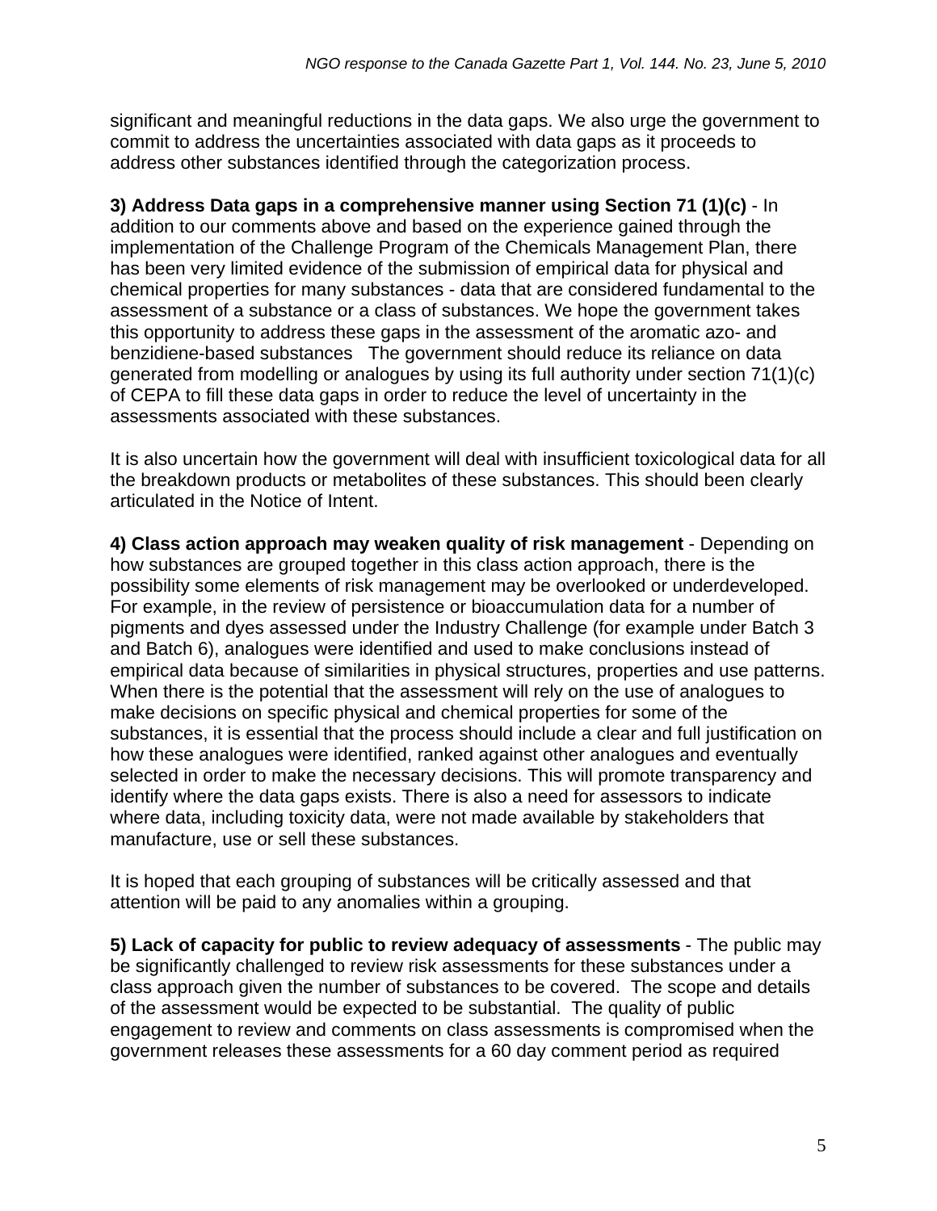significant and meaningful reductions in the data gaps. We also urge the government to commit to address the uncertainties associated with data gaps as it proceeds to address other substances identified through the categorization process.

**3) Address Data gaps in a comprehensive manner using Section 71 (1)(c)** - In addition to our comments above and based on the experience gained through the implementation of the Challenge Program of the Chemicals Management Plan, there has been very limited evidence of the submission of empirical data for physical and chemical properties for many substances - data that are considered fundamental to the assessment of a substance or a class of substances. We hope the government takes this opportunity to address these gaps in the assessment of the aromatic azo- and benzidiene-based substances   The government should reduce its reliance on data generated from modelling or analogues by using its full authority under section 71(1)(c) of CEPA to fill these data gaps in order to reduce the level of uncertainty in the assessments associated with these substances.

It is also uncertain how the government will deal with insufficient toxicological data for all the breakdown products or metabolites of these substances. This should been clearly articulated in the Notice of Intent.

**4) Class action approach may weaken quality of risk management** - Depending on how substances are grouped together in this class action approach, there is the possibility some elements of risk management may be overlooked or underdeveloped. For example, in the review of persistence or bioaccumulation data for a number of pigments and dyes assessed under the Industry Challenge (for example under Batch 3 and Batch 6), analogues were identified and used to make conclusions instead of empirical data because of similarities in physical structures, properties and use patterns. When there is the potential that the assessment will rely on the use of analogues to make decisions on specific physical and chemical properties for some of the substances, it is essential that the process should include a clear and full justification on how these analogues were identified, ranked against other analogues and eventually selected in order to make the necessary decisions. This will promote transparency and identify where the data gaps exists. There is also a need for assessors to indicate where data, including toxicity data, were not made available by stakeholders that manufacture, use or sell these substances.

It is hoped that each grouping of substances will be critically assessed and that attention will be paid to any anomalies within a grouping.

**5) Lack of capacity for public to review adequacy of assessments** - The public may be significantly challenged to review risk assessments for these substances under a class approach given the number of substances to be covered.  The scope and details of the assessment would be expected to be substantial.  The quality of public engagement to review and comments on class assessments is compromised when the government releases these assessments for a 60 day comment period as required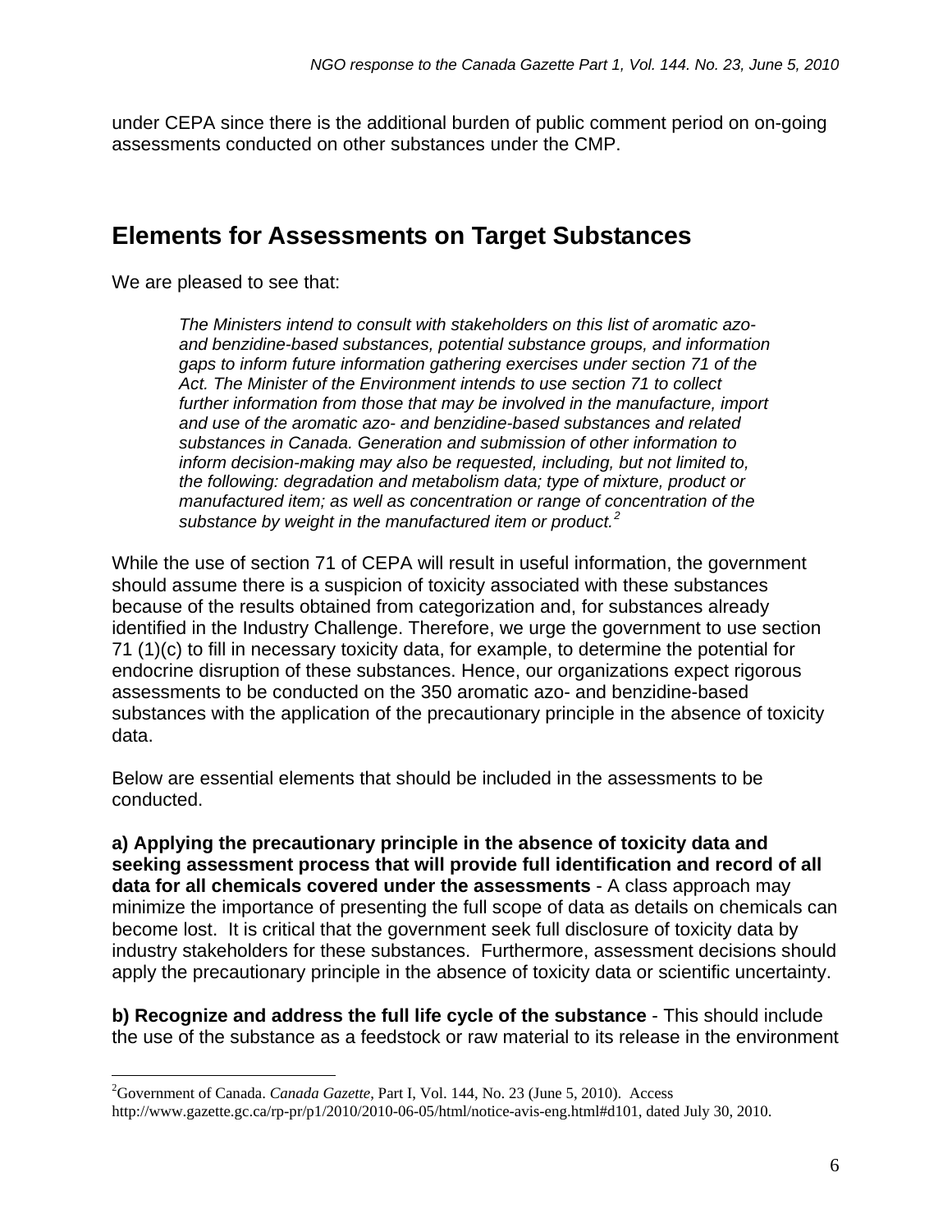under CEPA since there is the additional burden of public comment period on on-going assessments conducted on other substances under the CMP.

## Elements for Assessments on Target Substances

We are pleased to see that:

> *The Ministers intend to consult with stakeholders on this list of aromatic azo- and benzidine-based substances, potential substance groups, and information gaps to inform future information gathering exercises under section 71 of the Act. The Minister of the Environment intends to use section 71 to collect further information from those that may be involved in the manufacture, import and use of the aromatic azo- and benzidine-based substances and related substances in Canada. Generation and submission of other information to inform decision-making may also be requested, including, but not limited to, the following: degradation and metabolism data; type of mixture, product or manufactured item; as well as concentration or range of concentration of the substance by weight in the manufactured item or product.*[2]

While the use of section 71 of CEPA will result in useful information, the government should assume there is a suspicion of toxicity associated with these substances because of the results obtained from categorization and, for substances already identified in the Industry Challenge. Therefore, we urge the government to use section 71 (1)(c) to fill in necessary toxicity data, for example, to determine the potential for endocrine disruption of these substances. Hence, our organizations expect rigorous assessments to be conducted on the 350 aromatic azo- and benzidine-based substances with the application of the precautionary principle in the absence of toxicity data.

Below are essential elements that should be included in the assessments to be conducted.

**a) Applying the precautionary principle in the absence of toxicity data and seeking assessment process that will provide full identification and record of all data for all chemicals covered under the assessments** - A class approach may minimize the importance of presenting the full scope of data as details on chemicals can become lost. It is critical that the government seek full disclosure of toxicity data by industry stakeholders for these substances. Furthermore, assessment decisions should apply the precautionary principle in the absence of toxicity data or scientific uncertainty.

**b) Recognize and address the full life cycle of the substance** - This should include the use of the substance as a feedstock or raw material to its release in the environment

---

[2] Government of Canada. *Canada Gazette*, Part I, Vol. 144, No. 23 (June 5, 2010). Access http://www.gazette.gc.ca/rp-pr/p1/2010/2010-06-05/html/notice-avis-eng.html#d101, dated July 30, 2010.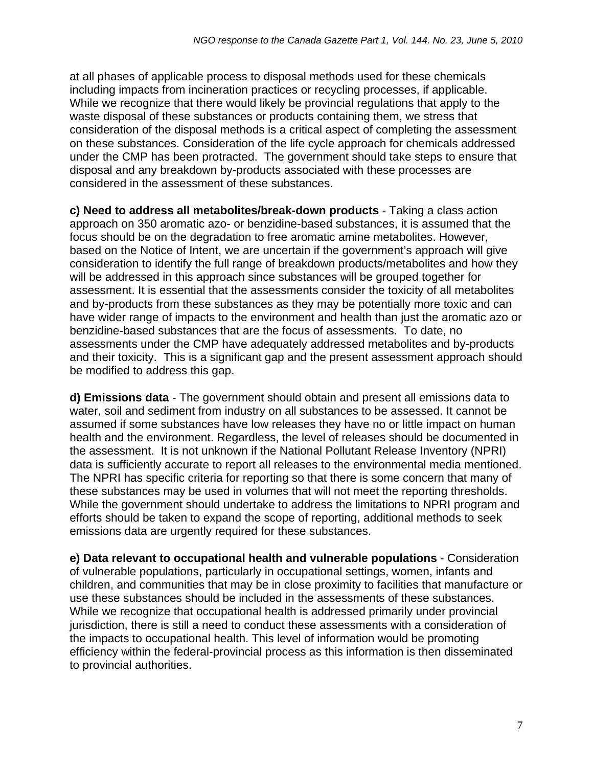at all phases of applicable process to disposal methods used for these chemicals including impacts from incineration practices or recycling processes, if applicable. While we recognize that there would likely be provincial regulations that apply to the waste disposal of these substances or products containing them, we stress that consideration of the disposal methods is a critical aspect of completing the assessment on these substances. Consideration of the life cycle approach for chemicals addressed under the CMP has been protracted. The government should take steps to ensure that disposal and any breakdown by-products associated with these processes are considered in the assessment of these substances.

**c) Need to address all metabolites/break-down products** - Taking a class action approach on 350 aromatic azo- or benzidine-based substances, it is assumed that the focus should be on the degradation to free aromatic amine metabolites. However, based on the Notice of Intent, we are uncertain if the government's approach will give consideration to identify the full range of breakdown products/metabolites and how they will be addressed in this approach since substances will be grouped together for assessment. It is essential that the assessments consider the toxicity of all metabolites and by-products from these substances as they may be potentially more toxic and can have wider range of impacts to the environment and health than just the aromatic azo or benzidine-based substances that are the focus of assessments. To date, no assessments under the CMP have adequately addressed metabolites and by-products and their toxicity. This is a significant gap and the present assessment approach should be modified to address this gap.

**d) Emissions data** - The government should obtain and present all emissions data to water, soil and sediment from industry on all substances to be assessed. It cannot be assumed if some substances have low releases they have no or little impact on human health and the environment. Regardless, the level of releases should be documented in the assessment. It is not unknown if the National Pollutant Release Inventory (NPRI) data is sufficiently accurate to report all releases to the environmental media mentioned. The NPRI has specific criteria for reporting so that there is some concern that many of these substances may be used in volumes that will not meet the reporting thresholds. While the government should undertake to address the limitations to NPRI program and efforts should be taken to expand the scope of reporting, additional methods to seek emissions data are urgently required for these substances.

**e) Data relevant to occupational health and vulnerable populations** - Consideration of vulnerable populations, particularly in occupational settings, women, infants and children, and communities that may be in close proximity to facilities that manufacture or use these substances should be included in the assessments of these substances. While we recognize that occupational health is addressed primarily under provincial jurisdiction, there is still a need to conduct these assessments with a consideration of the impacts to occupational health. This level of information would be promoting efficiency within the federal-provincial process as this information is then disseminated to provincial authorities.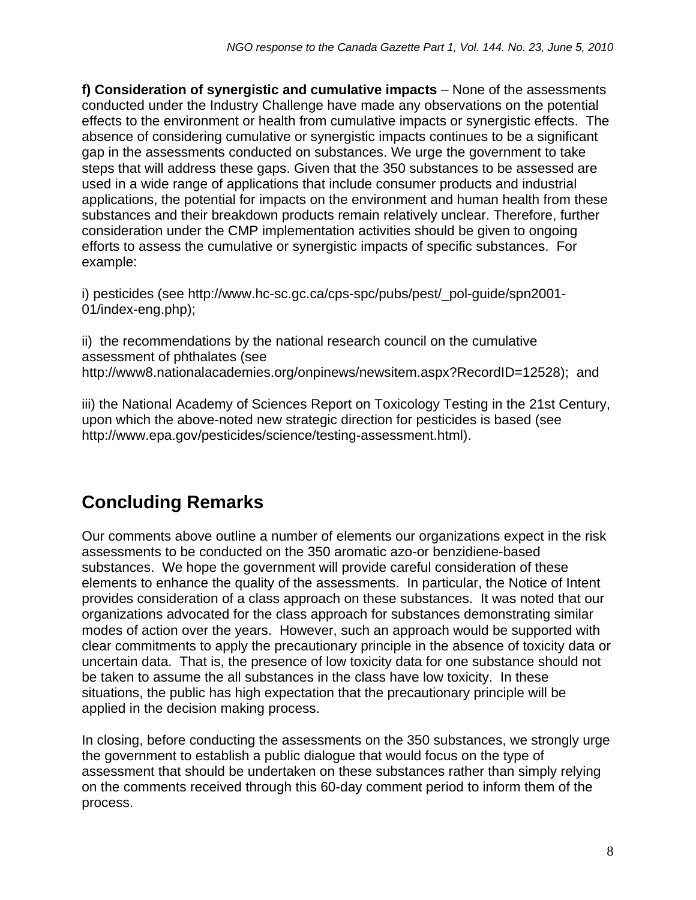**f) Consideration of synergistic and cumulative impacts** – None of the assessments conducted under the Industry Challenge have made any observations on the potential effects to the environment or health from cumulative impacts or synergistic effects. The absence of considering cumulative or synergistic impacts continues to be a significant gap in the assessments conducted on substances. We urge the government to take steps that will address these gaps. Given that the 350 substances to be assessed are used in a wide range of applications that include consumer products and industrial applications, the potential for impacts on the environment and human health from these substances and their breakdown products remain relatively unclear. Therefore, further consideration under the CMP implementation activities should be given to ongoing efforts to assess the cumulative or synergistic impacts of specific substances. For example:

i) pesticides (see http://www.hc-sc.gc.ca/cps-spc/pubs/pest/_pol-guide/spn2001-01/index-eng.php);

ii) the recommendations by the national research council on the cumulative assessment of phthalates (see http://www8.nationalacademies.org/onpinews/newsitem.aspx?RecordID=12528); and

iii) the National Academy of Sciences Report on Toxicology Testing in the 21st Century, upon which the above-noted new strategic direction for pesticides is based (see http://www.epa.gov/pesticides/science/testing-assessment.html).

## Concluding Remarks

Our comments above outline a number of elements our organizations expect in the risk assessments to be conducted on the 350 aromatic azo-or benzidiene-based substances. We hope the government will provide careful consideration of these elements to enhance the quality of the assessments. In particular, the Notice of Intent provides consideration of a class approach on these substances. It was noted that our organizations advocated for the class approach for substances demonstrating similar modes of action over the years. However, such an approach would be supported with clear commitments to apply the precautionary principle in the absence of toxicity data or uncertain data. That is, the presence of low toxicity data for one substance should not be taken to assume the all substances in the class have low toxicity. In these situations, the public has high expectation that the precautionary principle will be applied in the decision making process.

In closing, before conducting the assessments on the 350 substances, we strongly urge the government to establish a public dialogue that would focus on the type of assessment that should be undertaken on these substances rather than simply relying on the comments received through this 60-day comment period to inform them of the process.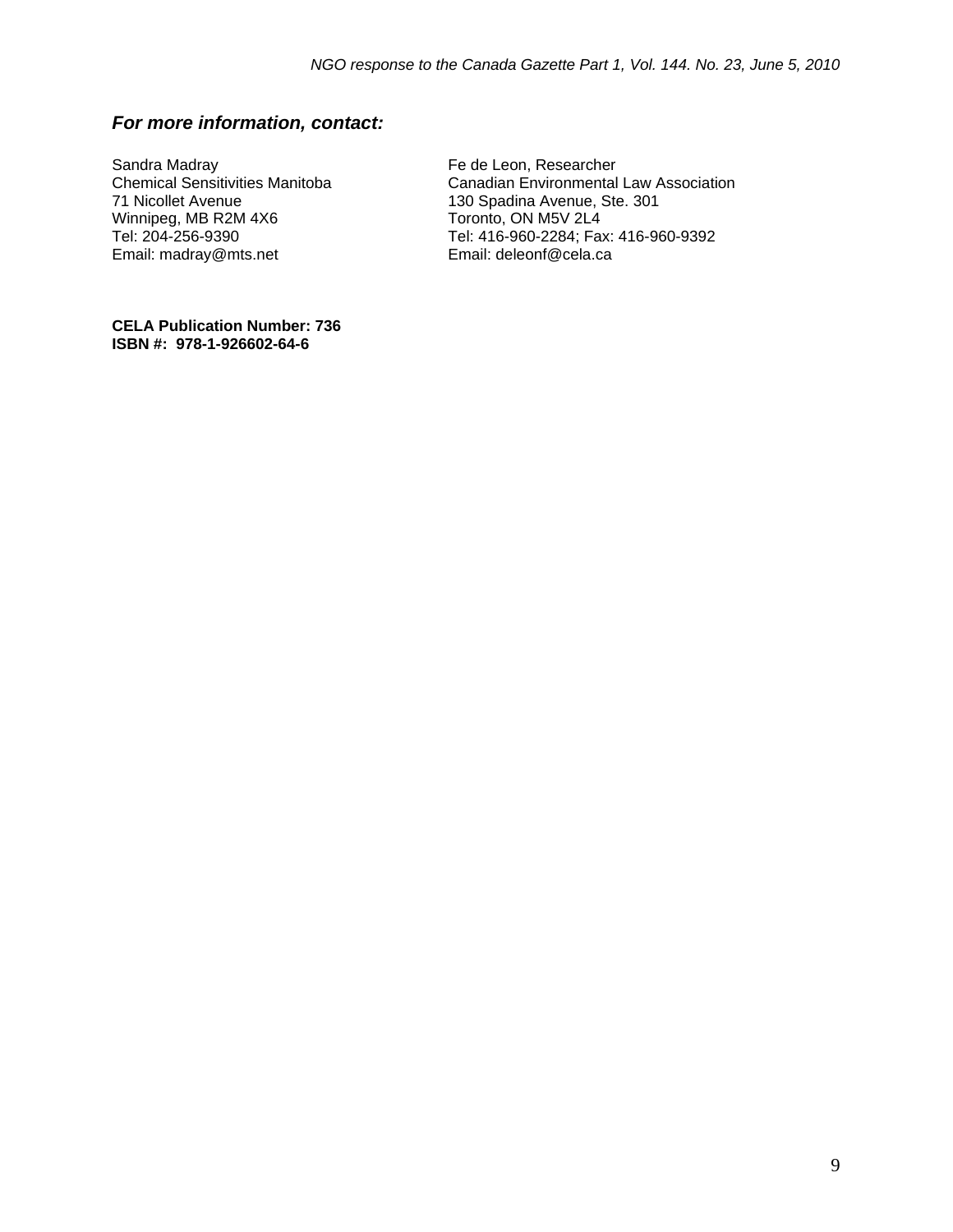### *For more information, contact:*

Sandra Madray
Chemical Sensitivities Manitoba
71 Nicollet Avenue
Winnipeg, MB R2M 4X6
Tel: 204-256-9390
Email: madray@mts.net

Fe de Leon, Researcher
Canadian Environmental Law Association
130 Spadina Avenue, Ste. 301
Toronto, ON M5V 2L4
Tel: 416-960-2284; Fax: 416-960-9392
Email: deleonf@cela.ca

**CELA Publication Number: 736**
**ISBN #: 978-1-926602-64-6**